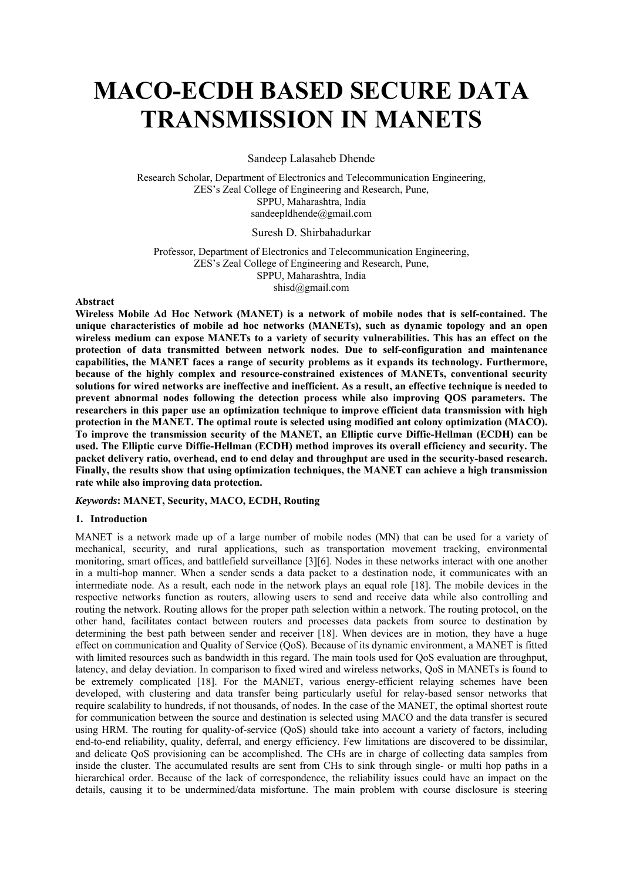# MACO-ECDH BASED SECURE DATA TRANSMISSION IN MANETS

Sandeep Lalasaheb Dhende

Research Scholar, Department of Electronics and Telecommunication Engineering,
ZES's Zeal College of Engineering and Research, Pune,
SPPU, Maharashtra, India
sandeepldhende@gmail.com

Suresh D. Shirbahadurkar

Professor, Department of Electronics and Telecommunication Engineering,
ZES's Zeal College of Engineering and Research, Pune,
SPPU, Maharashtra, India
shisd@gmail.com

**Abstract**

**Wireless Mobile Ad Hoc Network (MANET) is a network of mobile nodes that is self-contained. The unique characteristics of mobile ad hoc networks (MANETs), such as dynamic topology and an open wireless medium can expose MANETs to a variety of security vulnerabilities. This has an effect on the protection of data transmitted between network nodes. Due to self-configuration and maintenance capabilities, the MANET faces a range of security problems as it expands its technology. Furthermore, because of the highly complex and resource-constrained existences of MANETs, conventional security solutions for wired networks are ineffective and inefficient. As a result, an effective technique is needed to prevent abnormal nodes following the detection process while also improving QOS parameters. The researchers in this paper use an optimization technique to improve efficient data transmission with high protection in the MANET. The optimal route is selected using modified ant colony optimization (MACO). To improve the transmission security of the MANET, an Elliptic curve Diffie-Hellman (ECDH) can be used. The Elliptic curve Diffie-Hellman (ECDH) method improves its overall efficiency and security. The packet delivery ratio, overhead, end to end delay and throughput are used in the security-based research. Finally, the results show that using optimization techniques, the MANET can achieve a high transmission rate while also improving data protection.**

***Keywords*: MANET, Security, MACO, ECDH, Routing**

## 1. Introduction

MANET is a network made up of a large number of mobile nodes (MN) that can be used for a variety of mechanical, security, and rural applications, such as transportation movement tracking, environmental monitoring, smart offices, and battlefield surveillance [3][6]. Nodes in these networks interact with one another in a multi-hop manner. When a sender sends a data packet to a destination node, it communicates with an intermediate node. As a result, each node in the network plays an equal role [18]. The mobile devices in the respective networks function as routers, allowing users to send and receive data while also controlling and routing the network. Routing allows for the proper path selection within a network. The routing protocol, on the other hand, facilitates contact between routers and processes data packets from source to destination by determining the best path between sender and receiver [18]. When devices are in motion, they have a huge effect on communication and Quality of Service (QoS). Because of its dynamic environment, a MANET is fitted with limited resources such as bandwidth in this regard. The main tools used for QoS evaluation are throughput, latency, and delay deviation. In comparison to fixed wired and wireless networks, QoS in MANETs is found to be extremely complicated [18]. For the MANET, various energy-efficient relaying schemes have been developed, with clustering and data transfer being particularly useful for relay-based sensor networks that require scalability to hundreds, if not thousands, of nodes. In the case of the MANET, the optimal shortest route for communication between the source and destination is selected using MACO and the data transfer is secured using HRM. The routing for quality-of-service (QoS) should take into account a variety of factors, including end-to-end reliability, quality, deferral, and energy efficiency. Few limitations are discovered to be dissimilar, and delicate QoS provisioning can be accomplished. The CHs are in charge of collecting data samples from inside the cluster. The accumulated results are sent from CHs to sink through single- or multi hop paths in a hierarchical order. Because of the lack of correspondence, the reliability issues could have an impact on the details, causing it to be undermined/data misfortune. The main problem with course disclosure is steering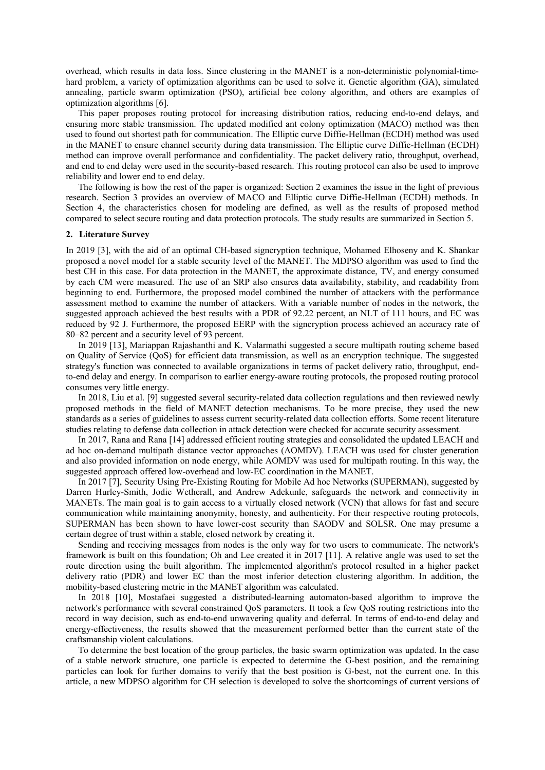overhead, which results in data loss. Since clustering in the MANET is a non-deterministic polynomial-time-hard problem, a variety of optimization algorithms can be used to solve it. Genetic algorithm (GA), simulated annealing, particle swarm optimization (PSO), artificial bee colony algorithm, and others are examples of optimization algorithms [6].

This paper proposes routing protocol for increasing distribution ratios, reducing end-to-end delays, and ensuring more stable transmission. The updated modified ant colony optimization (MACO) method was then used to found out shortest path for communication. The Elliptic curve Diffie-Hellman (ECDH) method was used in the MANET to ensure channel security during data transmission. The Elliptic curve Diffie-Hellman (ECDH) method can improve overall performance and confidentiality. The packet delivery ratio, throughput, overhead, and end to end delay were used in the security-based research. This routing protocol can also be used to improve reliability and lower end to end delay.

The following is how the rest of the paper is organized: Section 2 examines the issue in the light of previous research. Section 3 provides an overview of MACO and Elliptic curve Diffie-Hellman (ECDH) methods. In Section 4, the characteristics chosen for modeling are defined, as well as the results of proposed method compared to select secure routing and data protection protocols. The study results are summarized in Section 5.

## 2. Literature Survey

In 2019 [3], with the aid of an optimal CH-based signcryption technique, Mohamed Elhoseny and K. Shankar proposed a novel model for a stable security level of the MANET. The MDPSO algorithm was used to find the best CH in this case. For data protection in the MANET, the approximate distance, TV, and energy consumed by each CM were measured. The use of an SRP also ensures data availability, stability, and readability from beginning to end. Furthermore, the proposed model combined the number of attackers with the performance assessment method to examine the number of attackers. With a variable number of nodes in the network, the suggested approach achieved the best results with a PDR of 92.22 percent, an NLT of 111 hours, and EC was reduced by 92 J. Furthermore, the proposed EERP with the signcryption process achieved an accuracy rate of 80–82 percent and a security level of 93 percent.

In 2019 [13], Mariappan Rajashanthi and K. Valarmathi suggested a secure multipath routing scheme based on Quality of Service (QoS) for efficient data transmission, as well as an encryption technique. The suggested strategy's function was connected to available organizations in terms of packet delivery ratio, throughput, end-to-end delay and energy. In comparison to earlier energy-aware routing protocols, the proposed routing protocol consumes very little energy.

In 2018, Liu et al. [9] suggested several security-related data collection regulations and then reviewed newly proposed methods in the field of MANET detection mechanisms. To be more precise, they used the new standards as a series of guidelines to assess current security-related data collection efforts. Some recent literature studies relating to defense data collection in attack detection were checked for accurate security assessment.

In 2017, Rana and Rana [14] addressed efficient routing strategies and consolidated the updated LEACH and ad hoc on-demand multipath distance vector approaches (AOMDV). LEACH was used for cluster generation and also provided information on node energy, while AOMDV was used for multipath routing. In this way, the suggested approach offered low-overhead and low-EC coordination in the MANET.

In 2017 [7], Security Using Pre-Existing Routing for Mobile Ad hoc Networks (SUPERMAN), suggested by Darren Hurley-Smith, Jodie Wetherall, and Andrew Adekunle, safeguards the network and connectivity in MANETs. The main goal is to gain access to a virtually closed network (VCN) that allows for fast and secure communication while maintaining anonymity, honesty, and authenticity. For their respective routing protocols, SUPERMAN has been shown to have lower-cost security than SAODV and SOLSR. One may presume a certain degree of trust within a stable, closed network by creating it.

Sending and receiving messages from nodes is the only way for two users to communicate. The network's framework is built on this foundation; Oh and Lee created it in 2017 [11]. A relative angle was used to set the route direction using the built algorithm. The implemented algorithm's protocol resulted in a higher packet delivery ratio (PDR) and lower EC than the most inferior detection clustering algorithm. In addition, the mobility-based clustering metric in the MANET algorithm was calculated.

In 2018 [10], Mostafaei suggested a distributed-learning automaton-based algorithm to improve the network's performance with several constrained QoS parameters. It took a few QoS routing restrictions into the record in way decision, such as end-to-end unwavering quality and deferral. In terms of end-to-end delay and energy-effectiveness, the results showed that the measurement performed better than the current state of the craftsmanship violent calculations.

To determine the best location of the group particles, the basic swarm optimization was updated. In the case of a stable network structure, one particle is expected to determine the G-best position, and the remaining particles can look for further domains to verify that the best position is G-best, not the current one. In this article, a new MDPSO algorithm for CH selection is developed to solve the shortcomings of current versions of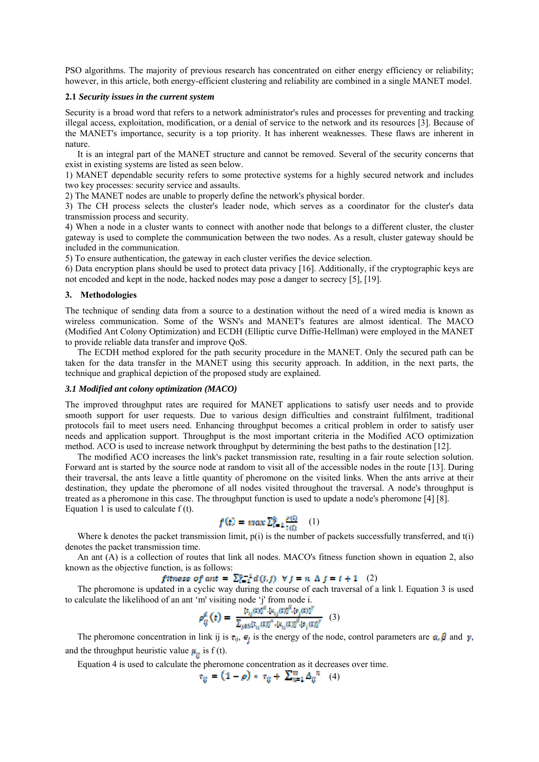PSO algorithms. The majority of previous research has concentrated on either energy efficiency or reliability; however, in this article, both energy-efficient clustering and reliability are combined in a single MANET model.

### 2.1 *Security issues in the current system*

Security is a broad word that refers to a network administrator's rules and processes for preventing and tracking illegal access, exploitation, modification, or a denial of service to the network and its resources [3]. Because of the MANET's importance, security is a top priority. It has inherent weaknesses. These flaws are inherent in nature.

It is an integral part of the MANET structure and cannot be removed. Several of the security concerns that exist in existing systems are listed as seen below.

1) MANET dependable security refers to some protective systems for a highly secured network and includes two key processes: security service and assaults.
2) The MANET nodes are unable to properly define the network's physical border.
3) The CH process selects the cluster's leader node, which serves as a coordinator for the cluster's data transmission process and security.
4) When a node in a cluster wants to connect with another node that belongs to a different cluster, the cluster gateway is used to complete the communication between the two nodes. As a result, cluster gateway should be included in the communication.
5) To ensure authentication, the gateway in each cluster verifies the device selection.
6) Data encryption plans should be used to protect data privacy [16]. Additionally, if the cryptographic keys are not encoded and kept in the node, hacked nodes may pose a danger to secrecy [5], [19].

## 3. Methodologies

The technique of sending data from a source to a destination without the need of a wired media is known as wireless communication. Some of the WSN's and MANET's features are almost identical. The MACO (Modified Ant Colony Optimization) and ECDH (Elliptic curve Diffie-Hellman) were employed in the MANET to provide reliable data transfer and improve QoS.

The ECDH method explored for the path security procedure in the MANET. Only the secured path can be taken for the data transfer in the MANET using this security approach. In addition, in the next parts, the technique and graphical depiction of the proposed study are explained.

### 3.1 *Modified ant colony optimization (MACO)*

The improved throughput rates are required for MANET applications to satisfy user needs and to provide smooth support for user requests. Due to various design difficulties and constraint fulfilment, traditional protocols fail to meet users need. Enhancing throughput becomes a critical problem in order to satisfy user needs and application support. Throughput is the most important criteria in the Modified ACO optimization method. ACO is used to increase network throughput by determining the best paths to the destination [12].

The modified ACO increases the link's packet transmission rate, resulting in a fair route selection solution. Forward ant is started by the source node at random to visit all of the accessible nodes in the route [13]. During their traversal, the ants leave a little quantity of pheromone on the visited links. When the ants arrive at their destination, they update the pheromone of all nodes visited throughout the traversal. A node's throughput is treated as a pheromone in this case. The throughput function is used to update a node's pheromone [4] [8]. Equation 1 is used to calculate f (t).

$$f(t) = max \sum_{i=1}^{k} \frac{p(i)}{t(i)} \quad (1)$$

Where k denotes the packet transmission limit, p(i) is the number of packets successfully transferred, and t(i) denotes the packet transmission time.

An ant (A) is a collection of routes that link all nodes. MACO's fitness function shown in equation 2, also known as the objective function, is as follows:

$$fitness\ of\ ant = \sum_{i=1}^{n-1} d(i,j) \quad \forall j = n \land j = i + 1 \quad (2)$$

The pheromone is updated in a cyclic way during the course of each traversal of a link l. Equation 3 is used to calculate the likelihood of an ant 'm' visiting node 'j' from node i.

$$p_{ij}^{k}(t) = \frac{[\tau_{ij}(t)]^{\alpha} \cdot [\mu_{ij}(t)]^{\beta} \cdot [e_j(t)]^{\gamma}}{\sum_{j \in N}[\tau_{ij}(t)]^{\alpha} \cdot [\mu_{ij}(t)]^{\beta} \cdot [e_j(t)]^{\gamma}} \quad (3)$$

The pheromone concentration in link ij is $\tau_{ij}$, $e_j$ is the energy of the node, control parameters are $\alpha, \beta$ and $\gamma$, and the throughput heuristic value $\mu_{ij}$ is f (t).

Equation 4 is used to calculate the pheromone concentration as it decreases over time.

$$\tau_{ij} = (1 - \rho) * \tau_{ij} + \sum_{n=1}^{m} \Delta_{ij}^{n} \quad (4)$$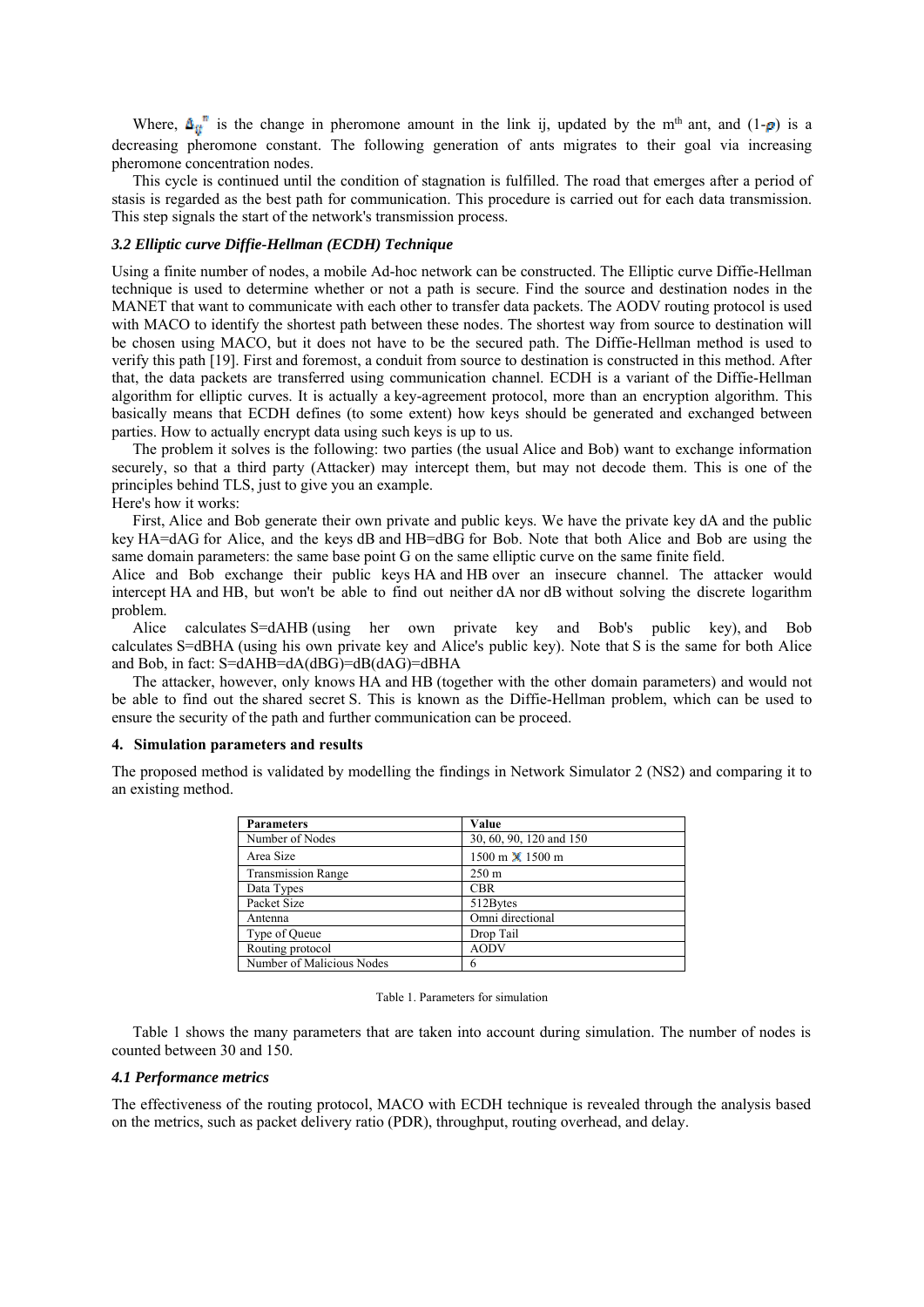Where, $\Delta_{ij}^{m}$ is the change in pheromone amount in the link ij, updated by the m[th] ant, and (1-$\rho$) is a decreasing pheromone constant. The following generation of ants migrates to their goal via increasing pheromone concentration nodes.

This cycle is continued until the condition of stagnation is fulfilled. The road that emerges after a period of stasis is regarded as the best path for communication. This procedure is carried out for each data transmission. This step signals the start of the network's transmission process.

### *3.2 Elliptic curve Diffie-Hellman (ECDH) Technique*

Using a finite number of nodes, a mobile Ad-hoc network can be constructed. The Elliptic curve Diffie-Hellman technique is used to determine whether or not a path is secure. Find the source and destination nodes in the MANET that want to communicate with each other to transfer data packets. The AODV routing protocol is used with MACO to identify the shortest path between these nodes. The shortest way from source to destination will be chosen using MACO, but it does not have to be the secured path. The Diffie-Hellman method is used to verify this path [19]. First and foremost, a conduit from source to destination is constructed in this method. After that, the data packets are transferred using communication channel. ECDH is a variant of the Diffie-Hellman algorithm for elliptic curves. It is actually a key-agreement protocol, more than an encryption algorithm. This basically means that ECDH defines (to some extent) how keys should be generated and exchanged between parties. How to actually encrypt data using such keys is up to us.

The problem it solves is the following: two parties (the usual Alice and Bob) want to exchange information securely, so that a third party (Attacker) may intercept them, but may not decode them. This is one of the principles behind TLS, just to give you an example.

Here's how it works:

First, Alice and Bob generate their own private and public keys. We have the private key dA and the public key HA=dAG for Alice, and the keys dB and HB=dBG for Bob. Note that both Alice and Bob are using the same domain parameters: the same base point G on the same elliptic curve on the same finite field.

Alice and Bob exchange their public keys HA and HB over an insecure channel. The attacker would intercept HA and HB, but won't be able to find out neither dA nor dB without solving the discrete logarithm problem.

Alice calculates S=dAHB (using her own private key and Bob's public key), and Bob calculates S=dBHA (using his own private key and Alice's public key). Note that S is the same for both Alice and Bob, in fact: S=dAHB=dA(dBG)=dB(dAG)=dBHA

The attacker, however, only knows HA and HB (together with the other domain parameters) and would not be able to find out the shared secret S. This is known as the Diffie-Hellman problem, which can be used to ensure the security of the path and further communication can be proceed.

## 4. Simulation parameters and results

The proposed method is validated by modelling the findings in Network Simulator 2 (NS2) and comparing it to an existing method.

| Parameters | Value |
|---|---|
| Number of Nodes | 30, 60, 90, 120 and 150 |
| Area Size | 1500 m × 1500 m |
| Transmission Range | 250 m |
| Data Types | CBR |
| Packet Size | 512Bytes |
| Antenna | Omni directional |
| Type of Queue | Drop Tail |
| Routing protocol | AODV |
| Number of Malicious Nodes | 6 |

Table 1. Parameters for simulation

Table 1 shows the many parameters that are taken into account during simulation. The number of nodes is counted between 30 and 150.

### *4.1 Performance metrics*

The effectiveness of the routing protocol, MACO with ECDH technique is revealed through the analysis based on the metrics, such as packet delivery ratio (PDR), throughput, routing overhead, and delay.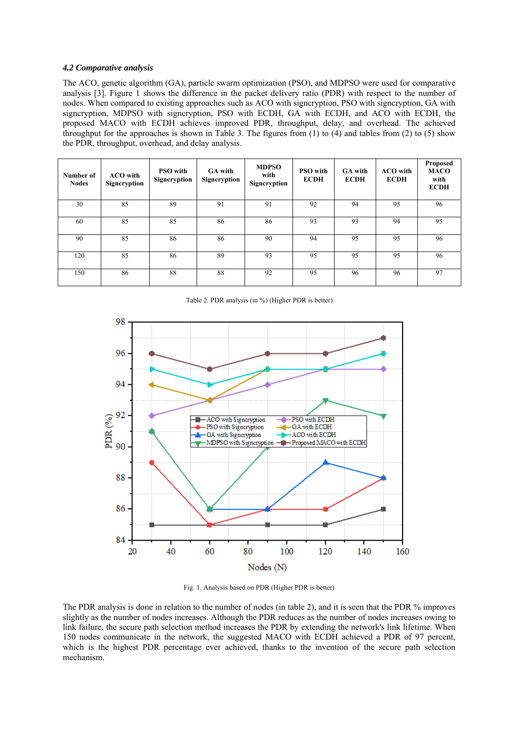### *4.2 Comparative analysis*

The ACO, genetic algorithm (GA), particle swarm optimization (PSO), and MDPSO were used for comparative analysis [3]. Figure 1 shows the difference in the packet delivery ratio (PDR) with respect to the number of nodes. When compared to existing approaches such as ACO with signcryption, PSO with signcryption, GA with signcryption, MDPSO with signcryption, PSO with ECDH, GA with ECDH, and ACO with ECDH, the proposed MACO with ECDH achieves improved PDR, throughput, delay, and overhead. The achieved throughput for the approaches is shown in Table 3. The figures from (1) to (4) and tables from (2) to (5) show the PDR, throughput, overhead, and delay analysis.

| Number of Nodes | ACO with Signcryption | PSO with Signcryption | GA with Signcryption | MDPSO with Signcryption | PSO with ECDH | GA with ECDH | ACO with ECDH | Proposed MACO with ECDH |
|---|---|---|---|---|---|---|---|---|
| 30 | 85 | 89 | 91 | 91 | 92 | 94 | 95 | 96 |
| 60 | 85 | 85 | 86 | 86 | 93 | 93 | 94 | 95 |
| 90 | 85 | 86 | 86 | 90 | 94 | 95 | 95 | 96 |
| 120 | 85 | 86 | 89 | 93 | 95 | 95 | 95 | 96 |
| 150 | 86 | 88 | 88 | 92 | 95 | 96 | 96 | 97 |

Table 2. PDR analysis (in %) (Higher PDR is better)

Fig. 1. Analysis based on PDR (Higher PDR is better)

The PDR analysis is done in relation to the number of nodes (in table 2), and it is seen that the PDR % improves slightly as the number of nodes increases. Although the PDR reduces as the number of nodes increases owing to link failure, the secure path selection method increases the PDR by extending the network's link lifetime. When 150 nodes communicate in the network, the suggested MACO with ECDH achieved a PDR of 97 percent, which is the highest PDR percentage ever achieved, thanks to the invention of the secure path selection mechanism.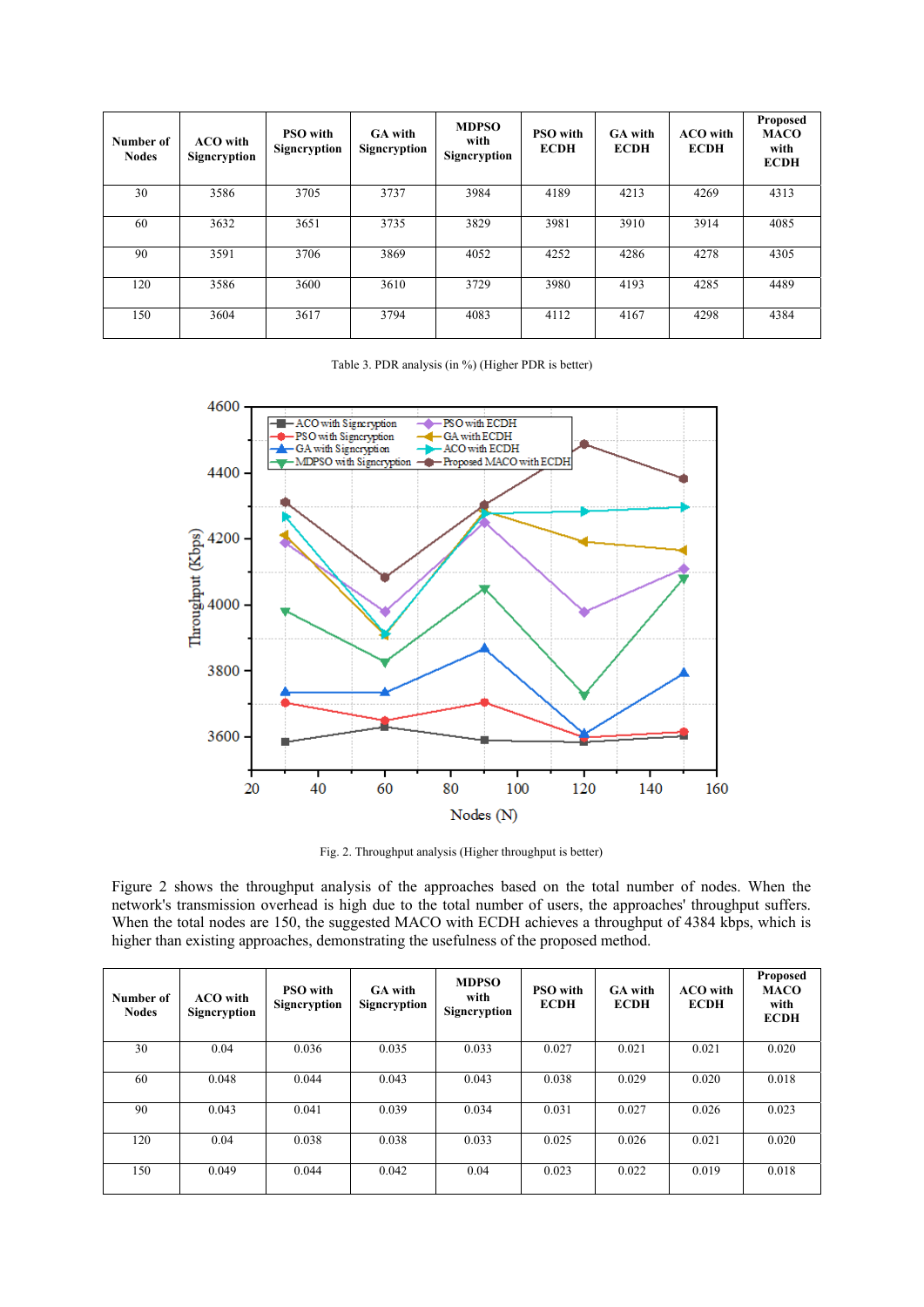| Number of Nodes | ACO with Signcryption | PSO with Signcryption | GA with Signcryption | MDPSO with Signcryption | PSO with ECDH | GA with ECDH | ACO with ECDH | Proposed MACO with ECDH |
|---|---|---|---|---|---|---|---|---|
| 30 | 3586 | 3705 | 3737 | 3984 | 4189 | 4213 | 4269 | 4313 |
| 60 | 3632 | 3651 | 3735 | 3829 | 3981 | 3910 | 3914 | 4085 |
| 90 | 3591 | 3706 | 3869 | 4052 | 4252 | 4286 | 4278 | 4305 |
| 120 | 3586 | 3600 | 3610 | 3729 | 3980 | 4193 | 4285 | 4489 |
| 150 | 3604 | 3617 | 3794 | 4083 | 4112 | 4167 | 4298 | 4384 |

Table 3. PDR analysis (in %) (Higher PDR is better)

Fig. 2. Throughput analysis (Higher throughput is better)

Figure 2 shows the throughput analysis of the approaches based on the total number of nodes. When the network's transmission overhead is high due to the total number of users, the approaches' throughput suffers. When the total nodes are 150, the suggested MACO with ECDH achieves a throughput of 4384 kbps, which is higher than existing approaches, demonstrating the usefulness of the proposed method.

| Number of Nodes | ACO with Signcryption | PSO with Signcryption | GA with Signcryption | MDPSO with Signcryption | PSO with ECDH | GA with ECDH | ACO with ECDH | Proposed MACO with ECDH |
|---|---|---|---|---|---|---|---|---|
| 30 | 0.04 | 0.036 | 0.035 | 0.033 | 0.027 | 0.021 | 0.021 | 0.020 |
| 60 | 0.048 | 0.044 | 0.043 | 0.043 | 0.038 | 0.029 | 0.020 | 0.018 |
| 90 | 0.043 | 0.041 | 0.039 | 0.034 | 0.031 | 0.027 | 0.026 | 0.023 |
| 120 | 0.04 | 0.038 | 0.038 | 0.033 | 0.025 | 0.026 | 0.021 | 0.020 |
| 150 | 0.049 | 0.044 | 0.042 | 0.04 | 0.023 | 0.022 | 0.019 | 0.018 |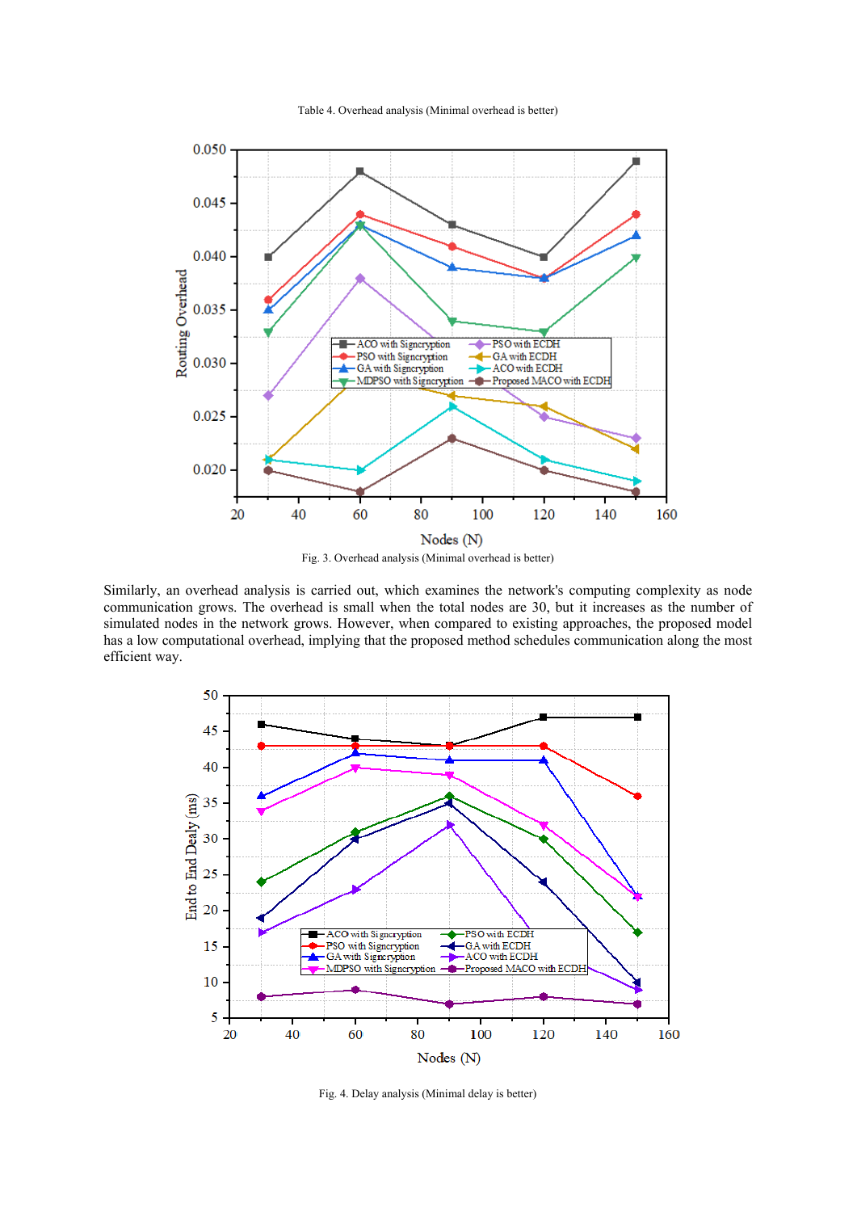Table 4. Overhead analysis (Minimal overhead is better)

Fig. 3. Overhead analysis (Minimal overhead is better)

Similarly, an overhead analysis is carried out, which examines the network's computing complexity as node communication grows. The overhead is small when the total nodes are 30, but it increases as the number of simulated nodes in the network grows. However, when compared to existing approaches, the proposed model has a low computational overhead, implying that the proposed method schedules communication along the most efficient way.

Fig. 4. Delay analysis (Minimal delay is better)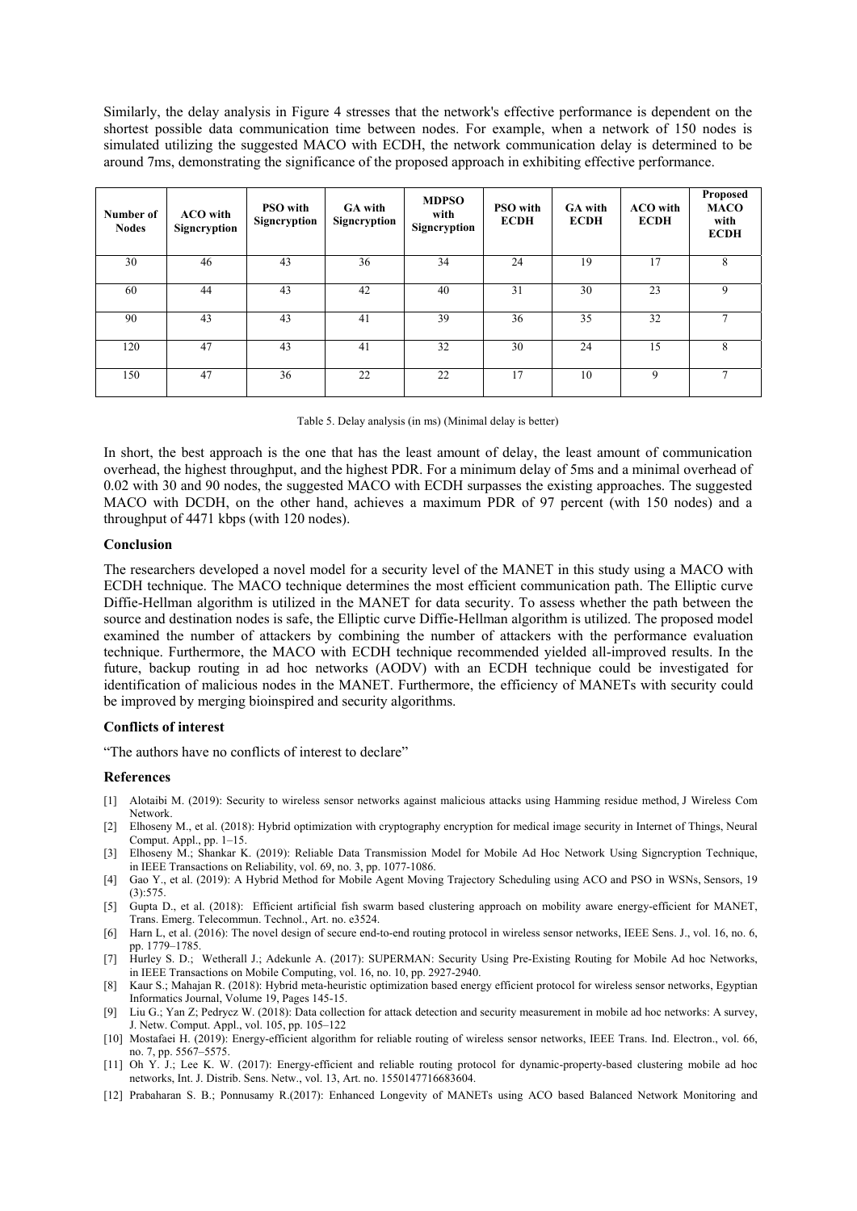Similarly, the delay analysis in Figure 4 stresses that the network's effective performance is dependent on the shortest possible data communication time between nodes. For example, when a network of 150 nodes is simulated utilizing the suggested MACO with ECDH, the network communication delay is determined to be around 7ms, demonstrating the significance of the proposed approach in exhibiting effective performance.

| Number of Nodes | ACO with Signcryption | PSO with Signcryption | GA with Signcryption | MDPSO with Signcryption | PSO with ECDH | GA with ECDH | ACO with ECDH | Proposed MACO with ECDH |
|---|---|---|---|---|---|---|---|---|
| 30 | 46 | 43 | 36 | 34 | 24 | 19 | 17 | 8 |
| 60 | 44 | 43 | 42 | 40 | 31 | 30 | 23 | 9 |
| 90 | 43 | 43 | 41 | 39 | 36 | 35 | 32 | 7 |
| 120 | 47 | 43 | 41 | 32 | 30 | 24 | 15 | 8 |
| 150 | 47 | 36 | 22 | 22 | 17 | 10 | 9 | 7 |

Table 5. Delay analysis (in ms) (Minimal delay is better)

In short, the best approach is the one that has the least amount of delay, the least amount of communication overhead, the highest throughput, and the highest PDR. For a minimum delay of 5ms and a minimal overhead of 0.02 with 30 and 90 nodes, the suggested MACO with ECDH surpasses the existing approaches. The suggested MACO with DCDH, on the other hand, achieves a maximum PDR of 97 percent (with 150 nodes) and a throughput of 4471 kbps (with 120 nodes).

### Conclusion

The researchers developed a novel model for a security level of the MANET in this study using a MACO with ECDH technique. The MACO technique determines the most efficient communication path. The Elliptic curve Diffie-Hellman algorithm is utilized in the MANET for data security. To assess whether the path between the source and destination nodes is safe, the Elliptic curve Diffie-Hellman algorithm is utilized. The proposed model examined the number of attackers by combining the number of attackers with the performance evaluation technique. Furthermore, the MACO with ECDH technique recommended yielded all-improved results. In the future, backup routing in ad hoc networks (AODV) with an ECDH technique could be investigated for identification of malicious nodes in the MANET. Furthermore, the efficiency of MANETs with security could be improved by merging bioinspired and security algorithms.

### Conflicts of interest

"The authors have no conflicts of interest to declare"

### References

[1] Alotaibi M. (2019): Security to wireless sensor networks against malicious attacks using Hamming residue method, J Wireless Com Network.

[2] Elhoseny M., et al. (2018): Hybrid optimization with cryptography encryption for medical image security in Internet of Things, Neural Comput. Appl., pp. 1–15.

[3] Elhoseny M.; Shankar K. (2019): Reliable Data Transmission Model for Mobile Ad Hoc Network Using Signcryption Technique, in IEEE Transactions on Reliability, vol. 69, no. 3, pp. 1077-1086.

[4] Gao Y., et al. (2019): A Hybrid Method for Mobile Agent Moving Trajectory Scheduling using ACO and PSO in WSNs, Sensors, 19 (3):575.

[5] Gupta D., et al. (2018): Efficient artificial fish swarm based clustering approach on mobility aware energy-efficient for MANET, Trans. Emerg. Telecommun. Technol., Art. no. e3524.

[6] Harn L, et al. (2016): The novel design of secure end-to-end routing protocol in wireless sensor networks, IEEE Sens. J., vol. 16, no. 6, pp. 1779–1785.

[7] Hurley S. D.; Wetherall J.; Adekunle A. (2017): SUPERMAN: Security Using Pre-Existing Routing for Mobile Ad hoc Networks, in IEEE Transactions on Mobile Computing, vol. 16, no. 10, pp. 2927-2940.

[8] Kaur S.; Mahajan R. (2018): Hybrid meta-heuristic optimization based energy efficient protocol for wireless sensor networks, Egyptian Informatics Journal, Volume 19, Pages 145-15.

[9] Liu G.; Yan Z; Pedrycz W. (2018): Data collection for attack detection and security measurement in mobile ad hoc networks: A survey, J. Netw. Comput. Appl., vol. 105, pp. 105–122

[10] Mostafaei H. (2019): Energy-efficient algorithm for reliable routing of wireless sensor networks, IEEE Trans. Ind. Electron., vol. 66, no. 7, pp. 5567–5575.

[11] Oh Y. J.; Lee K. W. (2017): Energy-efficient and reliable routing protocol for dynamic-property-based clustering mobile ad hoc networks, Int. J. Distrib. Sens. Netw., vol. 13, Art. no. 1550147716683604.

[12] Prabaharan S. B.; Ponnusamy R.(2017): Enhanced Longevity of MANETs using ACO based Balanced Network Monitoring and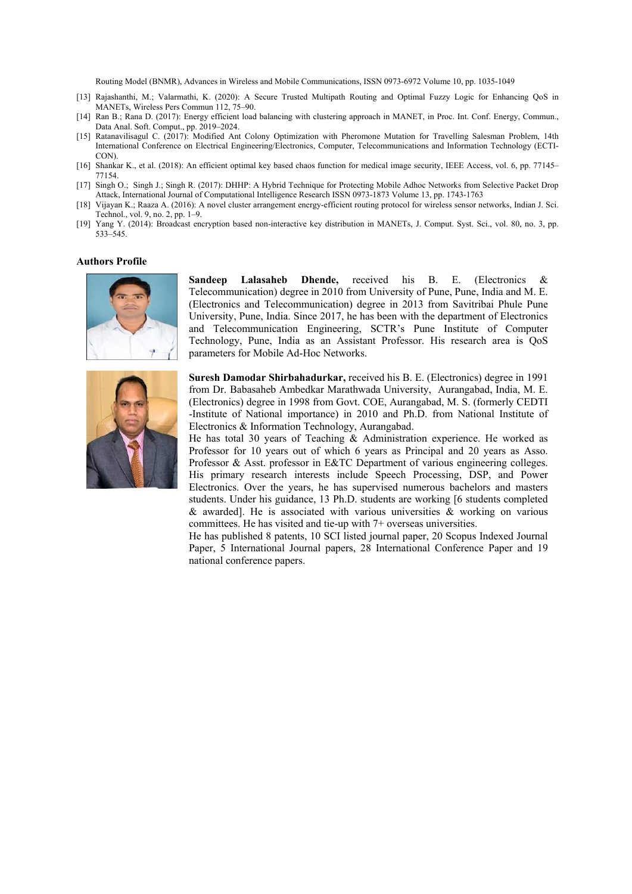Routing Model (BNMR), Advances in Wireless and Mobile Communications, ISSN 0973-6972 Volume 10, pp. 1035-1049

[13] Rajashanthi, M.; Valarmathi, K. (2020): A Secure Trusted Multipath Routing and Optimal Fuzzy Logic for Enhancing QoS in MANETs, Wireless Pers Commun 112, 75–90.

[14] Ran B.; Rana D. (2017): Energy efficient load balancing with clustering approach in MANET, in Proc. Int. Conf. Energy, Commun., Data Anal. Soft. Comput., pp. 2019–2024.

[15] Ratanavilisagul C. (2017): Modified Ant Colony Optimization with Pheromone Mutation for Travelling Salesman Problem, 14th International Conference on Electrical Engineering/Electronics, Computer, Telecommunications and Information Technology (ECTI-CON).

[16] Shankar K., et al. (2018): An efficient optimal key based chaos function for medical image security, IEEE Access, vol. 6, pp. 77145–77154.

[17] Singh O.; Singh J.; Singh R. (2017): DHHP: A Hybrid Technique for Protecting Mobile Adhoc Networks from Selective Packet Drop Attack, International Journal of Computational Intelligence Research ISSN 0973-1873 Volume 13, pp. 1743-1763

[18] Vijayan K.; Raaza A. (2016): A novel cluster arrangement energy-efficient routing protocol for wireless sensor networks, Indian J. Sci. Technol., vol. 9, no. 2, pp. 1–9.

[19] Yang Y. (2014): Broadcast encryption based non-interactive key distribution in MANETs, J. Comput. Syst. Sci., vol. 80, no. 3, pp. 533–545.

**Authors Profile**

**Sandeep Lalasaheb Dhende,** received his B. E. (Electronics & Telecommunication) degree in 2010 from University of Pune, Pune, India and M. E. (Electronics and Telecommunication) degree in 2013 from Savitribai Phule Pune University, Pune, India. Since 2017, he has been with the department of Electronics and Telecommunication Engineering, SCTR's Pune Institute of Computer Technology, Pune, India as an Assistant Professor. His research area is QoS parameters for Mobile Ad-Hoc Networks.

**Suresh Damodar Shirbahadurkar,** received his B. E. (Electronics) degree in 1991 from Dr. Babasaheb Ambedkar Marathwada University, Aurangabad, India, M. E. (Electronics) degree in 1998 from Govt. COE, Aurangabad, M. S. (formerly CEDTI -Institute of National importance) in 2010 and Ph.D. from National Institute of Electronics & Information Technology, Aurangabad.

He has total 30 years of Teaching & Administration experience. He worked as Professor for 10 years out of which 6 years as Principal and 20 years as Asso. Professor & Asst. professor in E&TC Department of various engineering colleges. His primary research interests include Speech Processing, DSP, and Power Electronics. Over the years, he has supervised numerous bachelors and masters students. Under his guidance, 13 Ph.D. students are working [6 students completed & awarded]. He is associated with various universities & working on various committees. He has visited and tie-up with 7+ overseas universities.

He has published 8 patents, 10 SCI listed journal paper, 20 Scopus Indexed Journal Paper, 5 International Journal papers, 28 International Conference Paper and 19 national conference papers.